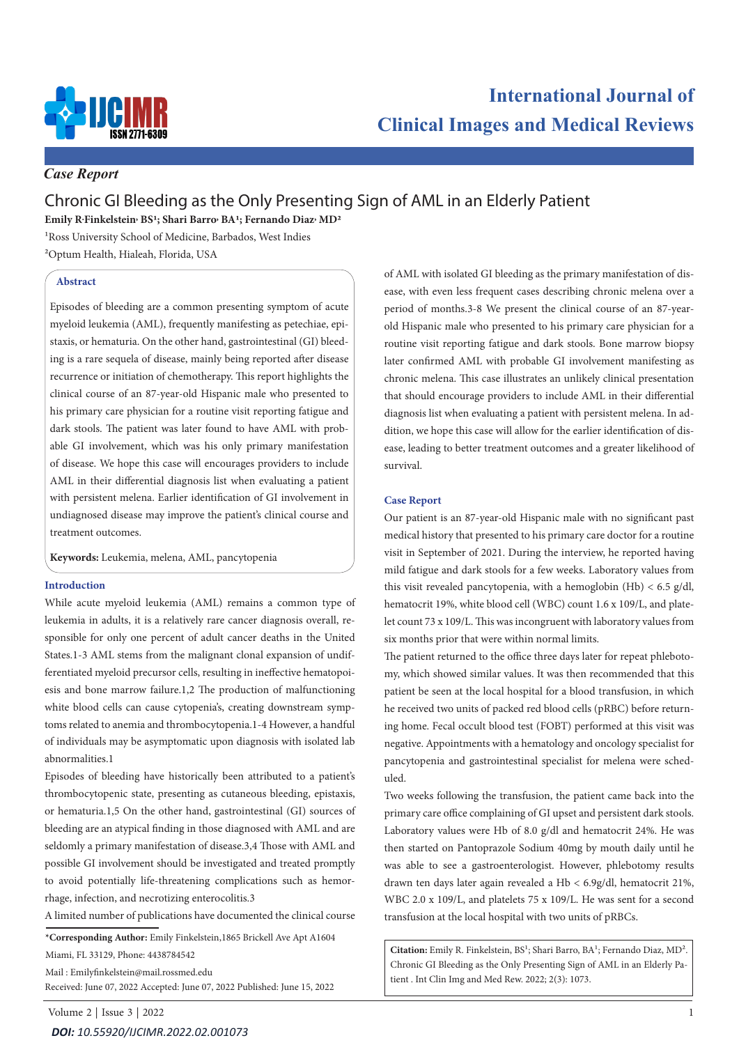*Case Report*

# Chronic GI Bleeding as the Only Presenting Sign of AML in an Elderly Patient

**Emily R Finkelstein, BS[1]; Shari Barro, BA[1]; Fernando Diaz, MD[2]**

[1]Ross University School of Medicine, Barbados, West Indies

[2]Optum Health, Hialeah, Florida, USA

## Abstract

Episodes of bleeding are a common presenting symptom of acute myeloid leukemia (AML), frequently manifesting as petechiae, epistaxis, or hematuria. On the other hand, gastrointestinal (GI) bleeding is a rare sequela of disease, mainly being reported after disease recurrence or initiation of chemotherapy. This report highlights the clinical course of an 87-year-old Hispanic male who presented to his primary care physician for a routine visit reporting fatigue and dark stools. The patient was later found to have AML with probable GI involvement, which was his only primary manifestation of disease. We hope this case will encourages providers to include AML in their differential diagnosis list when evaluating a patient with persistent melena. Earlier identification of GI involvement in undiagnosed disease may improve the patient's clinical course and treatment outcomes.

**Keywords:** Leukemia, melena, AML, pancytopenia

## Introduction

While acute myeloid leukemia (AML) remains a common type of leukemia in adults, it is a relatively rare cancer diagnosis overall, responsible for only one percent of adult cancer deaths in the United States.1-3 AML stems from the malignant clonal expansion of undifferentiated myeloid precursor cells, resulting in ineffective hematopoiesis and bone marrow failure.1,2 The production of malfunctioning white blood cells can cause cytopenia's, creating downstream symptoms related to anemia and thrombocytopenia.1-4 However, a handful of individuals may be asymptomatic upon diagnosis with isolated lab abnormalities.1

Episodes of bleeding have historically been attributed to a patient's thrombocytopenic state, presenting as cutaneous bleeding, epistaxis, or hematuria.1,5 On the other hand, gastrointestinal (GI) sources of bleeding are an atypical finding in those diagnosed with AML and are seldomly a primary manifestation of disease.3,4 Those with AML and possible GI involvement should be investigated and treated promptly to avoid potentially life-threatening complications such as hemorrhage, infection, and necrotizing enterocolitis.3

A limited number of publications have documented the clinical course of AML with isolated GI bleeding as the primary manifestation of disease, with even less frequent cases describing chronic melena over a period of months.3-8 We present the clinical course of an 87-year-old Hispanic male who presented to his primary care physician for a routine visit reporting fatigue and dark stools. Bone marrow biopsy later confirmed AML with probable GI involvement manifesting as chronic melena. This case illustrates an unlikely clinical presentation that should encourage providers to include AML in their differential diagnosis list when evaluating a patient with persistent melena. In addition, we hope this case will allow for the earlier identification of disease, leading to better treatment outcomes and a greater likelihood of survival.

## Case Report

Our patient is an 87-year-old Hispanic male with no significant past medical history that presented to his primary care doctor for a routine visit in September of 2021. During the interview, he reported having mild fatigue and dark stools for a few weeks. Laboratory values from this visit revealed pancytopenia, with a hemoglobin (Hb) < 6.5 g/dl, hematocrit 19%, white blood cell (WBC) count 1.6 x 109/L, and platelet count 73 x 109/L. This was incongruent with laboratory values from six months prior that were within normal limits.

The patient returned to the office three days later for repeat phlebotomy, which showed similar values. It was then recommended that this patient be seen at the local hospital for a blood transfusion, in which he received two units of packed red blood cells (pRBC) before returning home. Fecal occult blood test (FOBT) performed at this visit was negative. Appointments with a hematology and oncology specialist for pancytopenia and gastrointestinal specialist for melena were scheduled.

Two weeks following the transfusion, the patient came back into the primary care office complaining of GI upset and persistent dark stools. Laboratory values were Hb of 8.0 g/dl and hematocrit 24%. He was then started on Pantoprazole Sodium 40mg by mouth daily until he was able to see a gastroenterologist. However, phlebotomy results drawn ten days later again revealed a Hb < 6.9g/dl, hematocrit 21%, WBC 2.0 x 109/L, and platelets 75 x 109/L. He was sent for a second transfusion at the local hospital with two units of pRBCs.

*Corresponding Author: Emily Finkelstein, 1865 Brickell Ave Apt A1604 Miami, FL 33129, Phone: 4438784542

Mail : Emilyfinkelstein@mail.rossmed.edu

Received: June 07, 2022 Accepted: June 07, 2022 Published: June 15, 2022

**Citation:** Emily R. Finkelstein, BS[1]; Shari Barro, BA[1]; Fernando Diaz, MD[2]. Chronic GI Bleeding as the Only Presenting Sign of AML in an Elderly Patient . Int Clin Img and Med Rew. 2022; 2(3): 1073.

***DOI: 10.55920/IJCIMR.2022.02.001073***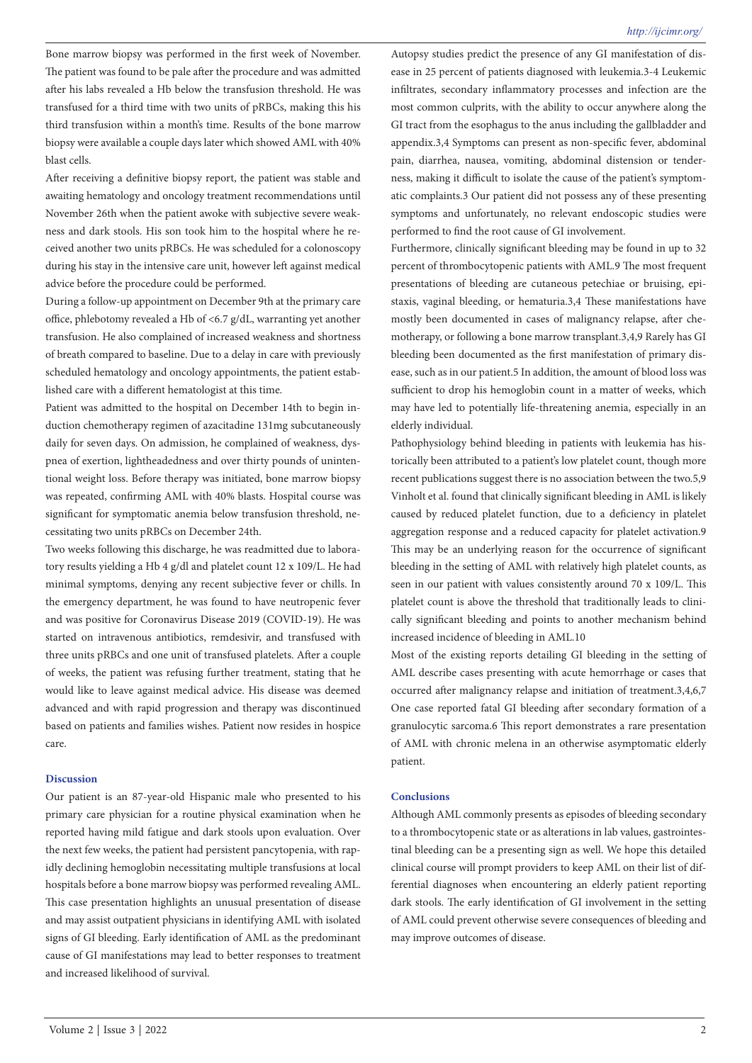Bone marrow biopsy was performed in the first week of November. The patient was found to be pale after the procedure and was admitted after his labs revealed a Hb below the transfusion threshold. He was transfused for a third time with two units of pRBCs, making this his third transfusion within a month's time. Results of the bone marrow biopsy were available a couple days later which showed AML with 40% blast cells.

After receiving a definitive biopsy report, the patient was stable and awaiting hematology and oncology treatment recommendations until November 26th when the patient awoke with subjective severe weakness and dark stools. His son took him to the hospital where he received another two units pRBCs. He was scheduled for a colonoscopy during his stay in the intensive care unit, however left against medical advice before the procedure could be performed.

During a follow-up appointment on December 9th at the primary care office, phlebotomy revealed a Hb of <6.7 g/dL, warranting yet another transfusion. He also complained of increased weakness and shortness of breath compared to baseline. Due to a delay in care with previously scheduled hematology and oncology appointments, the patient established care with a different hematologist at this time.

Patient was admitted to the hospital on December 14th to begin induction chemotherapy regimen of azacitadine 131mg subcutaneously daily for seven days. On admission, he complained of weakness, dyspnea of exertion, lightheadedness and over thirty pounds of unintentional weight loss. Before therapy was initiated, bone marrow biopsy was repeated, confirming AML with 40% blasts. Hospital course was significant for symptomatic anemia below transfusion threshold, necessitating two units pRBCs on December 24th.

Two weeks following this discharge, he was readmitted due to laboratory results yielding a Hb 4 g/dl and platelet count 12 x 109/L. He had minimal symptoms, denying any recent subjective fever or chills. In the emergency department, he was found to have neutropenic fever and was positive for Coronavirus Disease 2019 (COVID-19). He was started on intravenous antibiotics, remdesivir, and transfused with three units pRBCs and one unit of transfused platelets. After a couple of weeks, the patient was refusing further treatment, stating that he would like to leave against medical advice. His disease was deemed advanced and with rapid progression and therapy was discontinued based on patients and families wishes. Patient now resides in hospice care.

## Discussion

Our patient is an 87-year-old Hispanic male who presented to his primary care physician for a routine physical examination when he reported having mild fatigue and dark stools upon evaluation. Over the next few weeks, the patient had persistent pancytopenia, with rapidly declining hemoglobin necessitating multiple transfusions at local hospitals before a bone marrow biopsy was performed revealing AML. This case presentation highlights an unusual presentation of disease and may assist outpatient physicians in identifying AML with isolated signs of GI bleeding. Early identification of AML as the predominant cause of GI manifestations may lead to better responses to treatment and increased likelihood of survival.

Autopsy studies predict the presence of any GI manifestation of disease in 25 percent of patients diagnosed with leukemia.[3-4] Leukemic infiltrates, secondary inflammatory processes and infection are the most common culprits, with the ability to occur anywhere along the GI tract from the esophagus to the anus including the gallbladder and appendix.[3,4] Symptoms can present as non-specific fever, abdominal pain, diarrhea, nausea, vomiting, abdominal distension or tenderness, making it difficult to isolate the cause of the patient's symptomatic complaints.[3] Our patient did not possess any of these presenting symptoms and unfortunately, no relevant endoscopic studies were performed to find the root cause of GI involvement.

Furthermore, clinically significant bleeding may be found in up to 32 percent of thrombocytopenic patients with AML.[9] The most frequent presentations of bleeding are cutaneous petechiae or bruising, epistaxis, vaginal bleeding, or hematuria.[3,4] These manifestations have mostly been documented in cases of malignancy relapse, after chemotherapy, or following a bone marrow transplant.[3,4,9] Rarely has GI bleeding been documented as the first manifestation of primary disease, such as in our patient.[5] In addition, the amount of blood loss was sufficient to drop his hemoglobin count in a matter of weeks, which may have led to potentially life-threatening anemia, especially in an elderly individual.

Pathophysiology behind bleeding in patients with leukemia has historically been attributed to a patient's low platelet count, though more recent publications suggest there is no association between the two.[5,9] Vinholt et al. found that clinically significant bleeding in AML is likely caused by reduced platelet function, due to a deficiency in platelet aggregation response and a reduced capacity for platelet activation.[9] This may be an underlying reason for the occurrence of significant bleeding in the setting of AML with relatively high platelet counts, as seen in our patient with values consistently around 70 x 109/L. This platelet count is above the threshold that traditionally leads to clinically significant bleeding and points to another mechanism behind increased incidence of bleeding in AML.[10]

Most of the existing reports detailing GI bleeding in the setting of AML describe cases presenting with acute hemorrhage or cases that occurred after malignancy relapse and initiation of treatment.[3,4,6,7] One case reported fatal GI bleeding after secondary formation of a granulocytic sarcoma.[6] This report demonstrates a rare presentation of AML with chronic melena in an otherwise asymptomatic elderly patient.

## Conclusions

Although AML commonly presents as episodes of bleeding secondary to a thrombocytopenic state or as alterations in lab values, gastrointestinal bleeding can be a presenting sign as well. We hope this detailed clinical course will prompt providers to keep AML on their list of differential diagnoses when encountering an elderly patient reporting dark stools. The early identification of GI involvement in the setting of AML could prevent otherwise severe consequences of bleeding and may improve outcomes of disease.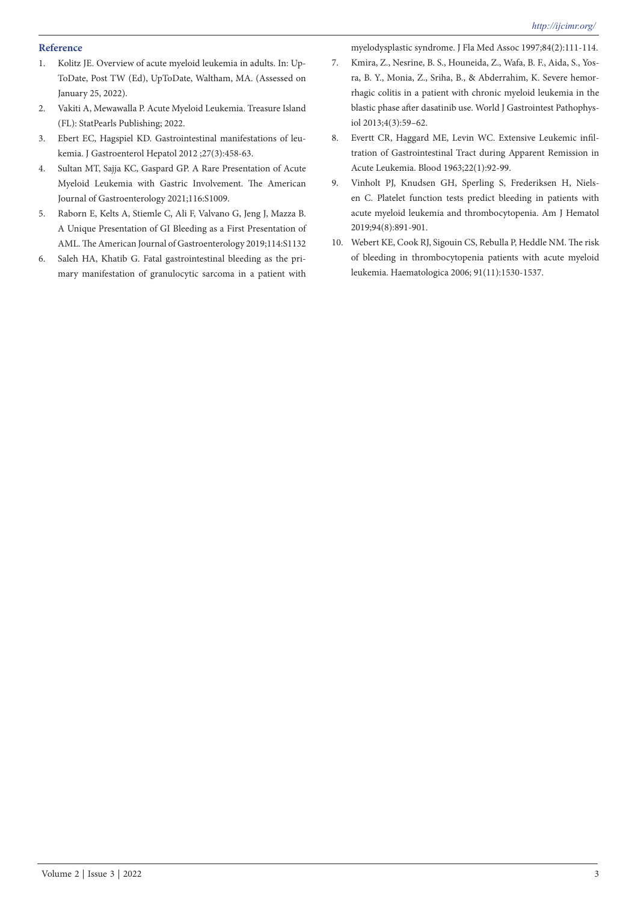## Reference

1. Kolitz JE. Overview of acute myeloid leukemia in adults. In: UpToDate, Post TW (Ed), UpToDate, Waltham, MA. (Assessed on January 25, 2022).
2. Vakiti A, Mewawalla P. Acute Myeloid Leukemia. Treasure Island (FL): StatPearls Publishing; 2022.
3. Ebert EC, Hagspiel KD. Gastrointestinal manifestations of leukemia. J Gastroenterol Hepatol 2012 ;27(3):458-63.
4. Sultan MT, Sajja KC, Gaspard GP. A Rare Presentation of Acute Myeloid Leukemia with Gastric Involvement. The American Journal of Gastroenterology 2021;116:S1009.
5. Raborn E, Kelts A, Stiemle C, Ali F, Valvano G, Jeng J, Mazza B. A Unique Presentation of GI Bleeding as a First Presentation of AML. The American Journal of Gastroenterology 2019;114:S1132
6. Saleh HA, Khatib G. Fatal gastrointestinal bleeding as the primary manifestation of granulocytic sarcoma in a patient with myelodysplastic syndrome. J Fla Med Assoc 1997;84(2):111-114.
7. Kmira, Z., Nesrine, B. S., Houneida, Z., Wafa, B. F., Aida, S., Yosra, B. Y., Monia, Z., Sriha, B., & Abderrahim, K. Severe hemorrhagic colitis in a patient with chronic myeloid leukemia in the blastic phase after dasatinib use. World J Gastrointest Pathophysiol 2013;4(3):59–62.
8. Evertt CR, Haggard ME, Levin WC. Extensive Leukemic infiltration of Gastrointestinal Tract during Apparent Remission in Acute Leukemia. Blood 1963;22(1):92-99.
9. Vinholt PJ, Knudsen GH, Sperling S, Frederiksen H, Nielsen C. Platelet function tests predict bleeding in patients with acute myeloid leukemia and thrombocytopenia. Am J Hematol 2019;94(8):891-901.
10. Webert KE, Cook RJ, Sigouin CS, Rebulla P, Heddle NM. The risk of bleeding in thrombocytopenia patients with acute myeloid leukemia. Haematologica 2006; 91(11):1530-1537.